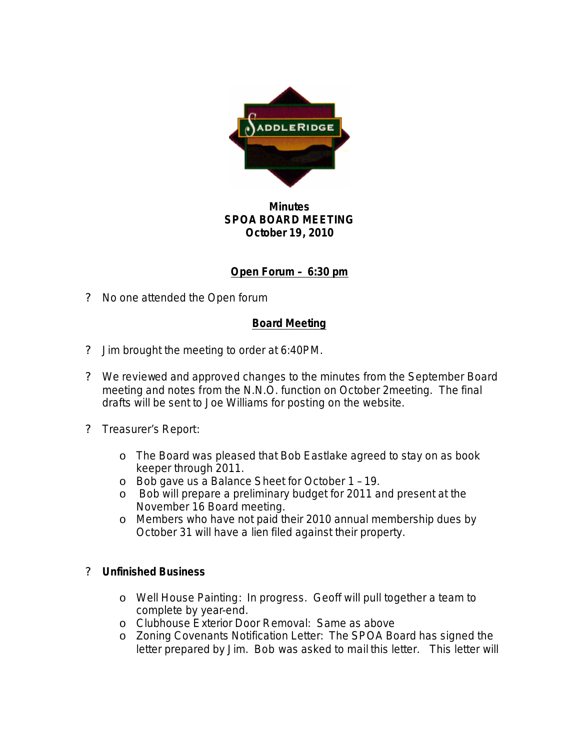**Minutes**
**SPOA BOARD MEETING**
**October 19, 2010**

## Open Forum – 6:30 pm

- No one attended the Open forum

## Board Meeting

- Jim brought the meeting to order at 6:40PM.

- We reviewed and approved changes to the minutes from the September Board meeting and notes from the N.N.O. function on October 2meeting. The final drafts will be sent to Joe Williams for posting on the website.

- Treasurer's Report:

  - The Board was pleased that Bob Eastlake agreed to stay on as book keeper through 2011.
  - Bob gave us a Balance Sheet for October 1 – 19.
  - Bob will prepare a preliminary budget for 2011 and present at the November 16 Board meeting.
  - Members who have not paid their 2010 annual membership dues by October 31 will have a lien filed against their property.

- **Unfinished Business**

  - Well House Painting: In progress. Geoff will pull together a team to complete by year-end.
  - Clubhouse Exterior Door Removal: Same as above
  - Zoning Covenants Notification Letter: The SPOA Board has signed the letter prepared by Jim. Bob was asked to mail this letter. This letter will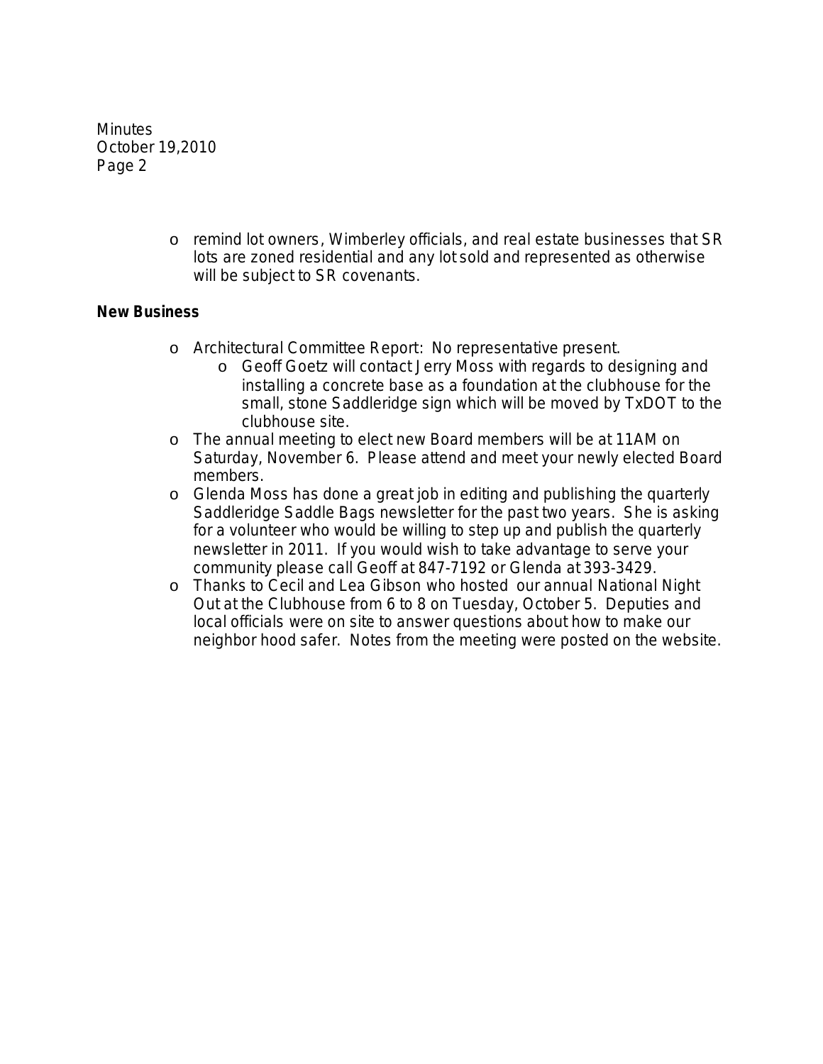- remind lot owners, Wimberley officials, and real estate businesses that SR lots are zoned residential and any lot sold and represented as otherwise will be subject to SR covenants.

**New Business**

- Architectural Committee Report: No representative present.
  - Geoff Goetz will contact Jerry Moss with regards to designing and installing a concrete base as a foundation at the clubhouse for the small, stone Saddleridge sign which will be moved by TxDOT to the clubhouse site.
- The annual meeting to elect new Board members will be at 11AM on Saturday, November 6. Please attend and meet your newly elected Board members.
- Glenda Moss has done a great job in editing and publishing the quarterly Saddleridge Saddle Bags newsletter for the past two years. She is asking for a volunteer who would be willing to step up and publish the quarterly newsletter in 2011. If you would wish to take advantage to serve your community please call Geoff at 847-7192 or Glenda at 393-3429.
- Thanks to Cecil and Lea Gibson who hosted our annual National Night Out at the Clubhouse from 6 to 8 on Tuesday, October 5. Deputies and local officials were on site to answer questions about how to make our neighbor hood safer. Notes from the meeting were posted on the website.